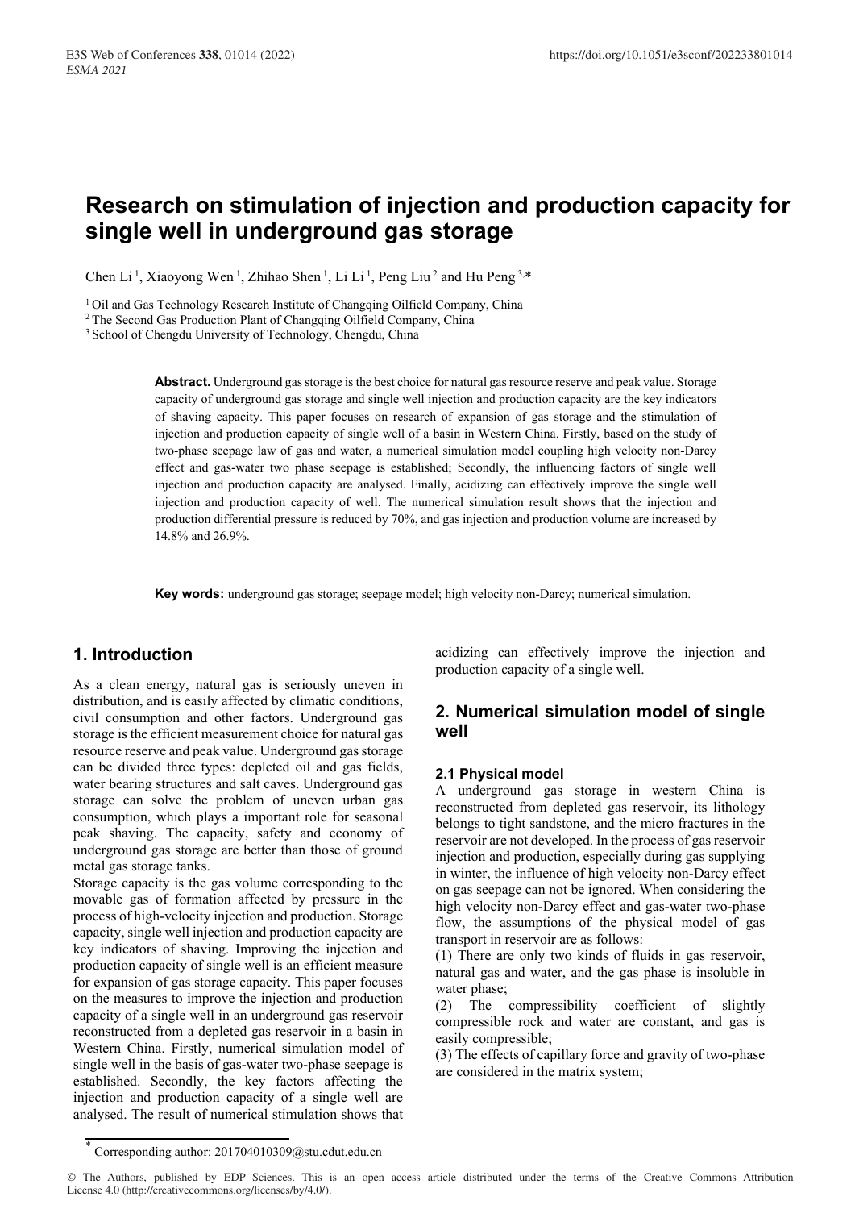# Research on stimulation of injection and production capacity for single well in underground gas storage

Chen Li [1], Xiaoyong Wen [1], Zhihao Shen [1], Li Li [1], Peng Liu [2] and Hu Peng [3,*]

[1] Oil and Gas Technology Research Institute of Changqing Oilfield Company, China
[2] The Second Gas Production Plant of Changqing Oilfield Company, China
[3] School of Chengdu University of Technology, Chengdu, China

**Abstract.** Underground gas storage is the best choice for natural gas resource reserve and peak value. Storage capacity of underground gas storage and single well injection and production capacity are the key indicators of shaving capacity. This paper focuses on research of expansion of gas storage and the stimulation of injection and production capacity of single well of a basin in Western China. Firstly, based on the study of two-phase seepage law of gas and water, a numerical simulation model coupling high velocity non-Darcy effect and gas-water two phase seepage is established; Secondly, the influencing factors of single well injection and production capacity are analysed. Finally, acidizing can effectively improve the single well injection and production capacity of well. The numerical simulation result shows that the injection and production differential pressure is reduced by 70%, and gas injection and production volume are increased by 14.8% and 26.9%.

**Key words:** underground gas storage; seepage model; high velocity non-Darcy; numerical simulation.

## 1. Introduction

As a clean energy, natural gas is seriously uneven in distribution, and is easily affected by climatic conditions, civil consumption and other factors. Underground gas storage is the efficient measurement choice for natural gas resource reserve and peak value. Underground gas storage can be divided three types: depleted oil and gas fields, water bearing structures and salt caves. Underground gas storage can solve the problem of uneven urban gas consumption, which plays a important role for seasonal peak shaving. The capacity, safety and economy of underground gas storage are better than those of ground metal gas storage tanks.

Storage capacity is the gas volume corresponding to the movable gas of formation affected by pressure in the process of high-velocity injection and production. Storage capacity, single well injection and production capacity are key indicators of shaving. Improving the injection and production capacity of single well is an efficient measure for expansion of gas storage capacity. This paper focuses on the measures to improve the injection and production capacity of a single well in an underground gas reservoir reconstructed from a depleted gas reservoir in a basin in Western China. Firstly, numerical simulation model of single well in the basis of gas-water two-phase seepage is established. Secondly, the key factors affecting the injection and production capacity of a single well are analysed. The result of numerical stimulation shows that acidizing can effectively improve the injection and production capacity of a single well.

## 2. Numerical simulation model of single well

### 2.1 Physical model

A underground gas storage in western China is reconstructed from depleted gas reservoir, its lithology belongs to tight sandstone, and the micro fractures in the reservoir are not developed. In the process of gas reservoir injection and production, especially during gas supplying in winter, the influence of high velocity non-Darcy effect on gas seepage can not be ignored. When considering the high velocity non-Darcy effect and gas-water two-phase flow, the assumptions of the physical model of gas transport in reservoir are as follows:

(1) There are only two kinds of fluids in gas reservoir, natural gas and water, and the gas phase is insoluble in water phase;

(2) The compressibility coefficient of slightly compressible rock and water are constant, and gas is easily compressible;

(3) The effects of capillary force and gravity of two-phase are considered in the matrix system;

[*] Corresponding author: 201704010309@stu.cdut.edu.cn

© The Authors, published by EDP Sciences. This is an open access article distributed under the terms of the Creative Commons Attribution License 4.0 (http://creativecommons.org/licenses/by/4.0/).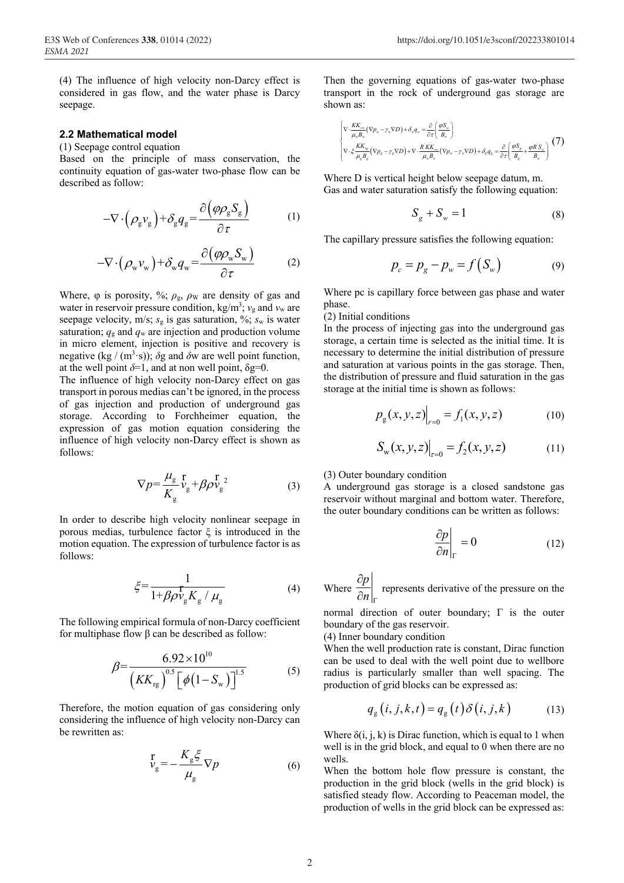(4) The influence of high velocity non-Darcy effect is considered in gas flow, and the water phase is Darcy seepage.

### 2.2 Mathematical model

(1) Seepage control equation

Based on the principle of mass conservation, the continuity equation of gas-water two-phase flow can be described as follow:

$$-\nabla \cdot \left(\rho_{\mathrm{g}} v_{\mathrm{g}}\right)+\delta_{\mathrm{g}} q_{\mathrm{g}}=\frac{\partial\left(\varphi \rho_{\mathrm{g}} S_{\mathrm{g}}\right)}{\partial \tau} \tag{1}$$

$$-\nabla \cdot \left(\rho_{\mathrm{w}} v_{\mathrm{w}}\right)+\delta_{\mathrm{w}} q_{\mathrm{w}}=\frac{\partial\left(\varphi \rho_{\mathrm{w}} S_{\mathrm{w}}\right)}{\partial \tau} \tag{2}$$

Where, φ is porosity, %; $\rho_g$, $\rho_W$ are density of gas and water in reservoir pressure condition, kg/m$^3$; $v_g$ and $v_w$ are seepage velocity, m/s; $s_g$ is gas saturation, %; $s_w$ is water saturation; $q_g$ and $q_w$ are injection and production volume in micro element, injection is positive and recovery is negative (kg / (m$^3$·s)); $\delta$g and $\delta$w are well point function, at the well point $\delta$=1, and at non well point, $\delta$g=0.

The influence of high velocity non-Darcy effect on gas transport in porous medias can't be ignored, in the process of gas injection and production of underground gas storage. According to Forchheimer equation, the expression of gas motion equation considering the influence of high velocity non-Darcy effect is shown as follows:

$$\nabla p=\frac{\mu_{\mathrm{g}}}{K_{\mathrm{g}}} \vec{v}_{\mathrm{g}}+\beta \rho \vec{v}_{\mathrm{g}}^{\,2} \tag{3}$$

In order to describe high velocity nonlinear seepage in porous medias, turbulence factor ξ is introduced in the motion equation. The expression of turbulence factor is as follows:

$$\xi=\frac{1}{1+\beta \rho \vec{v}_{\mathrm{g}} K_{\mathrm{g}} / \mu_{\mathrm{g}}} \tag{4}$$

The following empirical formula of non-Darcy coefficient for multiphase flow β can be described as follow:

$$\beta=\frac{6.92 \times 10^{10}}{\left(K K_{\mathrm{rg}}\right)^{0.5}\left[\phi\left(1-S_{\mathrm{w}}\right)\right]^{1.5}} \tag{5}$$

Therefore, the motion equation of gas considering only considering the influence of high velocity non-Darcy can be rewritten as:

$$\vec{v}_{\mathrm{g}}=-\frac{K_{\mathrm{g}} \xi}{\mu_{\mathrm{g}}} \nabla p \tag{6}$$

Then the governing equations of gas-water two-phase transport in the rock of underground gas storage are shown as:

$$\begin{cases}\nabla \cdot \dfrac{K K_{rw}}{\mu_w B_w}\left(\nabla p_w-\gamma_w \nabla D\right)+\delta_w q_w=\dfrac{\partial}{\partial \tau}\left(\dfrac{\varphi S_w}{B_w}\right) \\ \nabla \cdot \xi \dfrac{K K_{rg}}{\mu_g B_g}\left(\nabla p_g-\gamma_g \nabla D\right)+\nabla \cdot \dfrac{R^{\prime} K K_{rw}}{\mu_w B_w}\left(\nabla p_w-\gamma_w \nabla D\right)+\delta_g q_g=\dfrac{\partial}{\partial \tau}\left(\dfrac{\varphi S_g}{B_g}+\dfrac{\varphi R^{\prime} S_w}{B_w}\right)\end{cases} \tag{7}$$

Where D is vertical height below seepage datum, m.

Gas and water saturation satisfy the following equation:

$$S_g+S_w=1 \tag{8}$$

The capillary pressure satisfies the following equation:

$$p_c=p_g-p_w=f\left(S_w\right) \tag{9}$$

Where pc is capillary force between gas phase and water phase.

(2) Initial conditions

In the process of injecting gas into the underground gas storage, a certain time is selected as the initial time. It is necessary to determine the initial distribution of pressure and saturation at various points in the gas storage. Then, the distribution of pressure and fluid saturation in the gas storage at the initial time is shown as follows:

$$p_{\mathrm{g}}(x, y, z)\big|_{\tau=0}=f_1(x, y, z) \tag{10}$$

$$S_{\mathrm{w}}(x, y, z)\big|_{\tau=0}=f_2(x, y, z) \tag{11}$$

(3) Outer boundary condition

A underground gas storage is a closed sandstone gas reservoir without marginal and bottom water. Therefore, the outer boundary conditions can be written as follows:

$$\left.\frac{\partial p}{\partial n}\right|_{\Gamma}=0 \tag{12}$$

Where $\left.\frac{\partial p}{\partial n}\right|_{\Gamma}$ represents derivative of the pressure on the normal direction of outer boundary; Γ is the outer boundary of the gas reservoir.

(4) Inner boundary condition

When the well production rate is constant, Dirac function can be used to deal with the well point due to wellbore radius is particularly smaller than well spacing. The production of grid blocks can be expressed as:

$$q_{\mathrm{g}}(i, j, k, t)=q_{\mathrm{g}}(t) \delta(i, j, k) \tag{13}$$

Where δ(i, j, k) is Dirac function, which is equal to 1 when well is in the grid block, and equal to 0 when there are no wells.

When the bottom hole flow pressure is constant, the production in the grid block (wells in the grid block) is satisfied steady flow. According to Peaceman model, the production of wells in the grid block can be expressed as: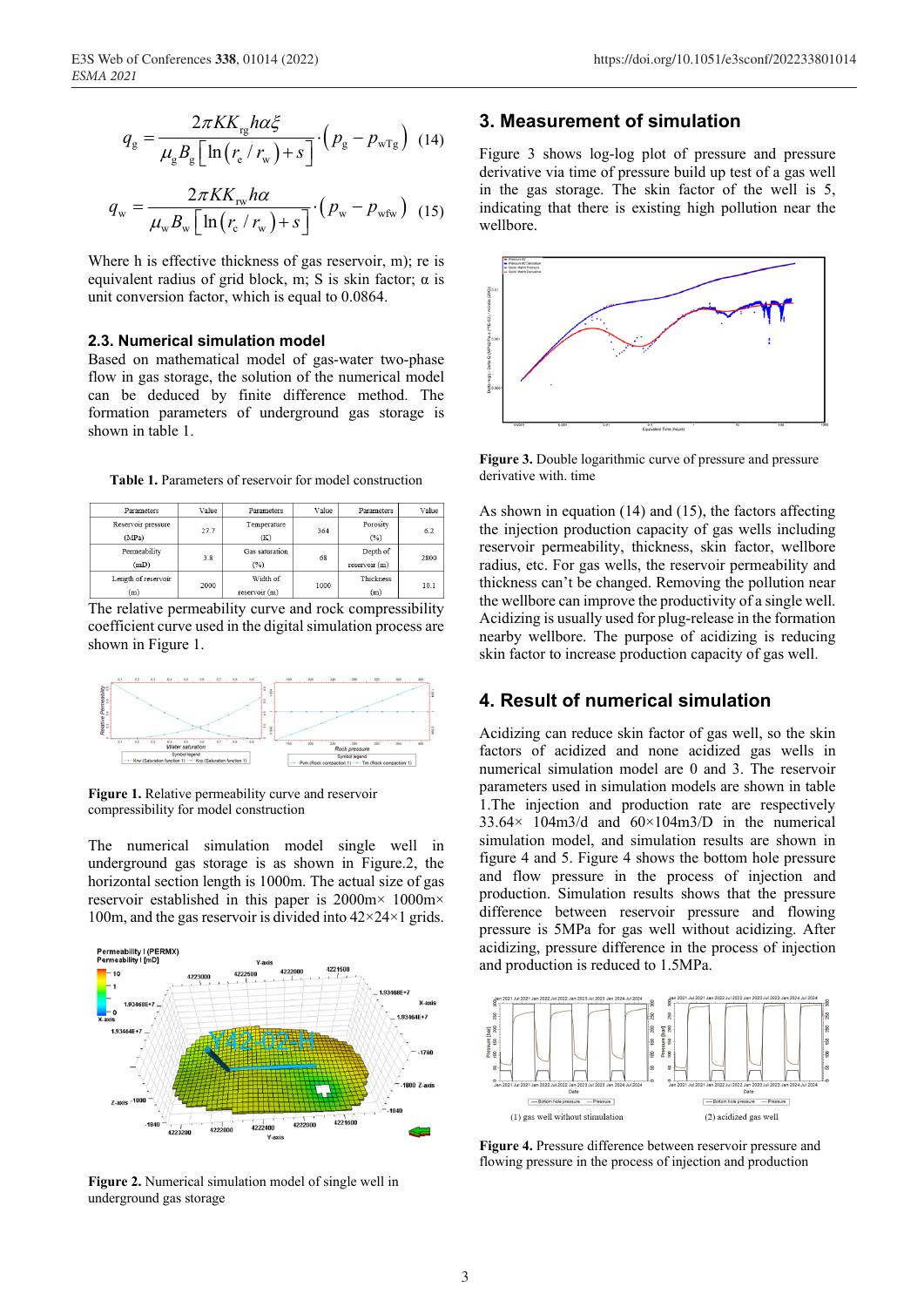$$q_g = \frac{2\pi K K_{rg} h \alpha \xi}{\mu_g B_g \left[\ln\left(r_e / r_w\right) + s\right]} \cdot \left(p_g - p_{wTg}\right) \quad (14)$$

$$q_w = \frac{2\pi K K_{rw} h \alpha}{\mu_w B_w \left[\ln\left(r_c / r_w\right) + s\right]} \cdot \left(p_w - p_{wfw}\right) \quad (15)$$

Where h is effective thickness of gas reservoir, m); re is equivalent radius of grid block, m; S is skin factor; α is unit conversion factor, which is equal to 0.0864.

### 2.3. Numerical simulation model

Based on mathematical model of gas-water two-phase flow in gas storage, the solution of the numerical model can be deduced by finite difference method. The formation parameters of underground gas storage is shown in table 1.

**Table 1.** Parameters of reservoir for model construction

| Parameters | Value | Parameters | Value | Parameters | Value |
|---|---|---|---|---|---|
| Reservoir pressure (MPa) | 27.7 | Temperature (K) | 364 | Porosity (%) | 6.2 |
| Permeability (mD) | 3.8 | Gas saturation (%) | 68 | Depth of reservoir (m) | 2800 |
| Length of reservoir (m) | 2000 | Width of reservoir (m) | 1000 | Thickness (m) | 10.1 |

The relative permeability curve and rock compressibility coefficient curve used in the digital simulation process are shown in Figure 1.

**Figure 1.** Relative permeability curve and reservoir compressibility for model construction

The numerical simulation model single well in underground gas storage is as shown in Figure.2, the horizontal section length is 1000m. The actual size of gas reservoir established in this paper is 2000m× 1000m× 100m, and the gas reservoir is divided into 42×24×1 grids.

**Figure 2.** Numerical simulation model of single well in underground gas storage

## 3. Measurement of simulation

Figure 3 shows log-log plot of pressure and pressure derivative via time of pressure build up test of a gas well in the gas storage. The skin factor of the well is 5, indicating that there is existing high pollution near the wellbore.

**Figure 3.** Double logarithmic curve of pressure and pressure derivative with. time

As shown in equation (14) and (15), the factors affecting the injection production capacity of gas wells including reservoir permeability, thickness, skin factor, wellbore radius, etc. For gas wells, the reservoir permeability and thickness can't be changed. Removing the pollution near the wellbore can improve the productivity of a single well. Acidizing is usually used for plug-release in the formation nearby wellbore. The purpose of acidizing is reducing skin factor to increase production capacity of gas well.

## 4. Result of numerical simulation

Acidizing can reduce skin factor of gas well, so the skin factors of acidized and none acidized gas wells in numerical simulation model are 0 and 3. The reservoir parameters used in simulation models are shown in table 1.The injection and production rate are respectively 33.64× 104m3/d and 60×104m3/D in the numerical simulation model, and simulation results are shown in figure 4 and 5. Figure 4 shows the bottom hole pressure and flow pressure in the process of injection and production. Simulation results shows that the pressure difference between reservoir pressure and flowing pressure is 5MPa for gas well without acidizing. After acidizing, pressure difference in the process of injection and production is reduced to 1.5MPa.

(1) gas well without stimulation (2) acidized gas well

**Figure 4.** Pressure difference between reservoir pressure and flowing pressure in the process of injection and production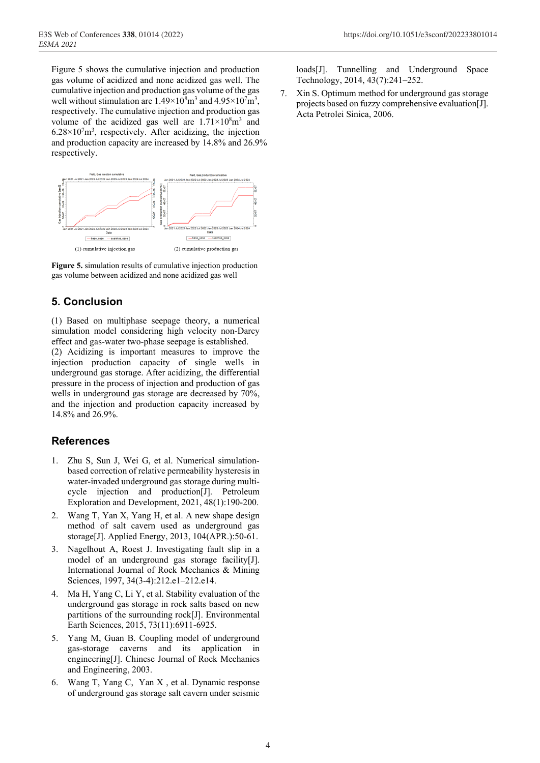Figure 5 shows the cumulative injection and production gas volume of acidized and none acidized gas well. The cumulative injection and production gas volume of the gas well without stimulation are $1.49\times10^8$m$^3$ and $4.95\times10^7$m$^3$, respectively. The cumulative injection and production gas volume of the acidized gas well are $1.71\times10^8$m$^3$ and $6.28\times10^7$m$^3$, respectively. After acidizing, the injection and production capacity are increased by 14.8% and 26.9% respectively.

Field, Gas injection cumulative

Gas injection cumulative [sm3]

Date

base_case — suanhua_case

(1) cumulative injection gas

Field, Gas production cumulative

Gas production cumulative [sm3]

Date

base_case — suanhua_case

(2) cumulative production gas

**Figure 5.** simulation results of cumulative injection production gas volume between acidized and none acidized gas well

## 5. Conclusion

(1) Based on multiphase seepage theory, a numerical simulation model considering high velocity non-Darcy effect and gas-water two-phase seepage is established.
(2) Acidizing is important measures to improve the injection production capacity of single wells in underground gas storage. After acidizing, the differential pressure in the process of injection and production of gas wells in underground gas storage are decreased by 70%, and the injection and production capacity increased by 14.8% and 26.9%.

## References

1. Zhu S, Sun J, Wei G, et al. Numerical simulation-based correction of relative permeability hysteresis in water-invaded underground gas storage during multi-cycle injection and production[J]. Petroleum Exploration and Development, 2021, 48(1):190-200.
2. Wang T, Yan X, Yang H, et al. A new shape design method of salt cavern used as underground gas storage[J]. Applied Energy, 2013, 104(APR.):50-61.
3. Nagelhout A, Roest J. Investigating fault slip in a model of an underground gas storage facility[J]. International Journal of Rock Mechanics & Mining Sciences, 1997, 34(3-4):212.e1–212.e14.
4. Ma H, Yang C, Li Y, et al. Stability evaluation of the underground gas storage in rock salts based on new partitions of the surrounding rock[J]. Environmental Earth Sciences, 2015, 73(11):6911-6925.
5. Yang M, Guan B. Coupling model of underground gas-storage caverns and its application in engineering[J]. Chinese Journal of Rock Mechanics and Engineering, 2003.
6. Wang T, Yang C, Yan X , et al. Dynamic response of underground gas storage salt cavern under seismic loads[J]. Tunnelling and Underground Space Technology, 2014, 43(7):241–252.
7. Xin S. Optimum method for underground gas storage projects based on fuzzy comprehensive evaluation[J]. Acta Petrolei Sinica, 2006.